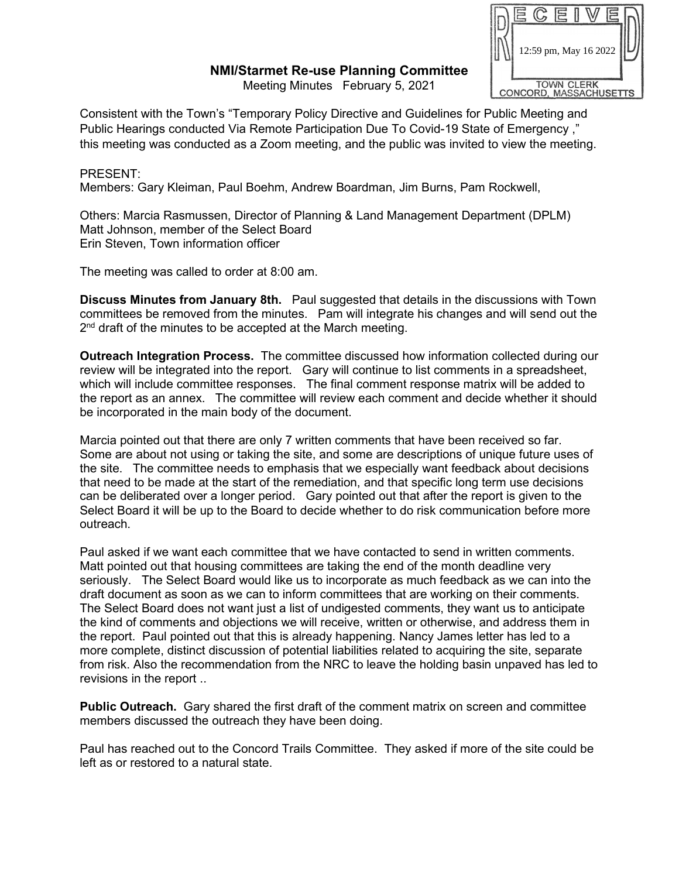RECEIVED

12:59 pm, May 16 2022

TOWN CLERK
CONCORD, MASSACHUSETTS

## NMI/Starmet Re-use Planning Committee

Meeting Minutes February 5, 2021

Consistent with the Town's "Temporary Policy Directive and Guidelines for Public Meeting and Public Hearings conducted Via Remote Participation Due To Covid-19 State of Emergency ," this meeting was conducted as a Zoom meeting, and the public was invited to view the meeting.

PRESENT:
Members: Gary Kleiman, Paul Boehm, Andrew Boardman, Jim Burns, Pam Rockwell,

Others: Marcia Rasmussen, Director of Planning & Land Management Department (DPLM)
Matt Johnson, member of the Select Board
Erin Steven, Town information officer

The meeting was called to order at 8:00 am.

**Discuss Minutes from January 8th.** Paul suggested that details in the discussions with Town committees be removed from the minutes. Pam will integrate his changes and will send out the 2nd draft of the minutes to be accepted at the March meeting.

**Outreach Integration Process.** The committee discussed how information collected during our review will be integrated into the report. Gary will continue to list comments in a spreadsheet, which will include committee responses. The final comment response matrix will be added to the report as an annex. The committee will review each comment and decide whether it should be incorporated in the main body of the document.

Marcia pointed out that there are only 7 written comments that have been received so far. Some are about not using or taking the site, and some are descriptions of unique future uses of the site. The committee needs to emphasis that we especially want feedback about decisions that need to be made at the start of the remediation, and that specific long term use decisions can be deliberated over a longer period. Gary pointed out that after the report is given to the Select Board it will be up to the Board to decide whether to do risk communication before more outreach.

Paul asked if we want each committee that we have contacted to send in written comments. Matt pointed out that housing committees are taking the end of the month deadline very seriously. The Select Board would like us to incorporate as much feedback as we can into the draft document as soon as we can to inform committees that are working on their comments. The Select Board does not want just a list of undigested comments, they want us to anticipate the kind of comments and objections we will receive, written or otherwise, and address them in the report. Paul pointed out that this is already happening. Nancy James letter has led to a more complete, distinct discussion of potential liabilities related to acquiring the site, separate from risk. Also the recommendation from the NRC to leave the holding basin unpaved has led to revisions in the report ..

**Public Outreach.** Gary shared the first draft of the comment matrix on screen and committee members discussed the outreach they have been doing.

Paul has reached out to the Concord Trails Committee. They asked if more of the site could be left as or restored to a natural state.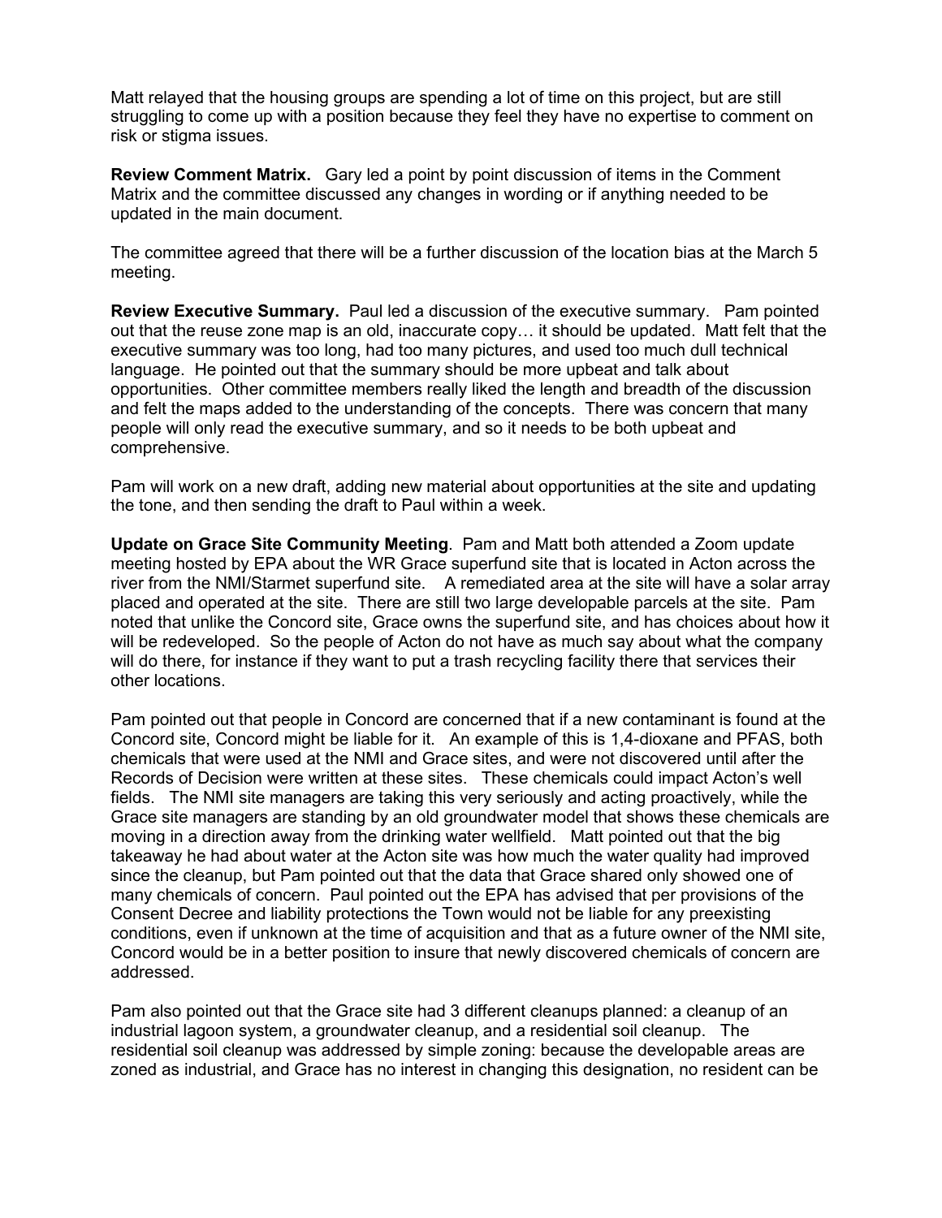Matt relayed that the housing groups are spending a lot of time on this project, but are still struggling to come up with a position because they feel they have no expertise to comment on risk or stigma issues.

**Review Comment Matrix.** Gary led a point by point discussion of items in the Comment Matrix and the committee discussed any changes in wording or if anything needed to be updated in the main document.

The committee agreed that there will be a further discussion of the location bias at the March 5 meeting.

**Review Executive Summary.** Paul led a discussion of the executive summary. Pam pointed out that the reuse zone map is an old, inaccurate copy… it should be updated. Matt felt that the executive summary was too long, had too many pictures, and used too much dull technical language. He pointed out that the summary should be more upbeat and talk about opportunities. Other committee members really liked the length and breadth of the discussion and felt the maps added to the understanding of the concepts. There was concern that many people will only read the executive summary, and so it needs to be both upbeat and comprehensive.

Pam will work on a new draft, adding new material about opportunities at the site and updating the tone, and then sending the draft to Paul within a week.

**Update on Grace Site Community Meeting**. Pam and Matt both attended a Zoom update meeting hosted by EPA about the WR Grace superfund site that is located in Acton across the river from the NMI/Starmet superfund site. A remediated area at the site will have a solar array placed and operated at the site. There are still two large developable parcels at the site. Pam noted that unlike the Concord site, Grace owns the superfund site, and has choices about how it will be redeveloped. So the people of Acton do not have as much say about what the company will do there, for instance if they want to put a trash recycling facility there that services their other locations.

Pam pointed out that people in Concord are concerned that if a new contaminant is found at the Concord site, Concord might be liable for it. An example of this is 1,4-dioxane and PFAS, both chemicals that were used at the NMI and Grace sites, and were not discovered until after the Records of Decision were written at these sites. These chemicals could impact Acton's well fields. The NMI site managers are taking this very seriously and acting proactively, while the Grace site managers are standing by an old groundwater model that shows these chemicals are moving in a direction away from the drinking water wellfield. Matt pointed out that the big takeaway he had about water at the Acton site was how much the water quality had improved since the cleanup, but Pam pointed out that the data that Grace shared only showed one of many chemicals of concern. Paul pointed out the EPA has advised that per provisions of the Consent Decree and liability protections the Town would not be liable for any preexisting conditions, even if unknown at the time of acquisition and that as a future owner of the NMI site, Concord would be in a better position to insure that newly discovered chemicals of concern are addressed.

Pam also pointed out that the Grace site had 3 different cleanups planned: a cleanup of an industrial lagoon system, a groundwater cleanup, and a residential soil cleanup. The residential soil cleanup was addressed by simple zoning: because the developable areas are zoned as industrial, and Grace has no interest in changing this designation, no resident can be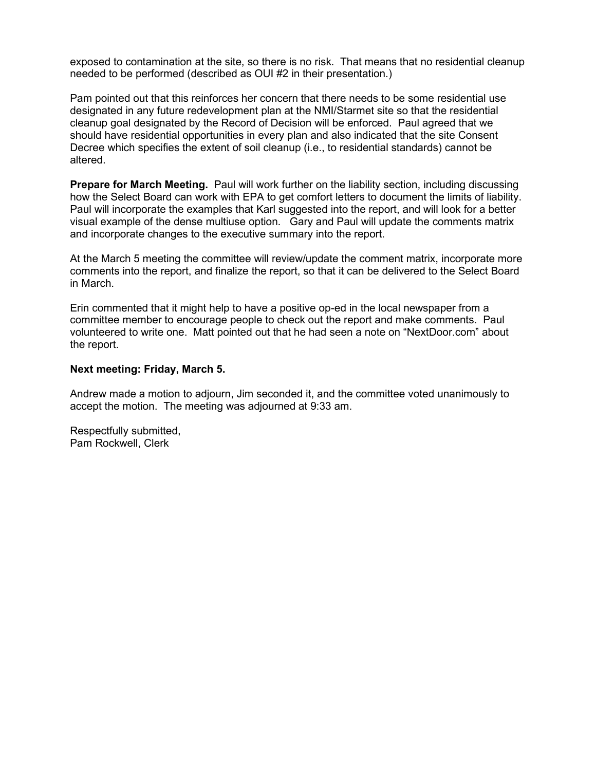exposed to contamination at the site, so there is no risk. That means that no residential cleanup needed to be performed (described as OUI #2 in their presentation.)

Pam pointed out that this reinforces her concern that there needs to be some residential use designated in any future redevelopment plan at the NMI/Starmet site so that the residential cleanup goal designated by the Record of Decision will be enforced. Paul agreed that we should have residential opportunities in every plan and also indicated that the site Consent Decree which specifies the extent of soil cleanup (i.e., to residential standards) cannot be altered.

**Prepare for March Meeting.** Paul will work further on the liability section, including discussing how the Select Board can work with EPA to get comfort letters to document the limits of liability. Paul will incorporate the examples that Karl suggested into the report, and will look for a better visual example of the dense multiuse option. Gary and Paul will update the comments matrix and incorporate changes to the executive summary into the report.

At the March 5 meeting the committee will review/update the comment matrix, incorporate more comments into the report, and finalize the report, so that it can be delivered to the Select Board in March.

Erin commented that it might help to have a positive op-ed in the local newspaper from a committee member to encourage people to check out the report and make comments. Paul volunteered to write one. Matt pointed out that he had seen a note on "NextDoor.com" about the report.

**Next meeting: Friday, March 5.**

Andrew made a motion to adjourn, Jim seconded it, and the committee voted unanimously to accept the motion. The meeting was adjourned at 9:33 am.

Respectfully submitted,
Pam Rockwell, Clerk